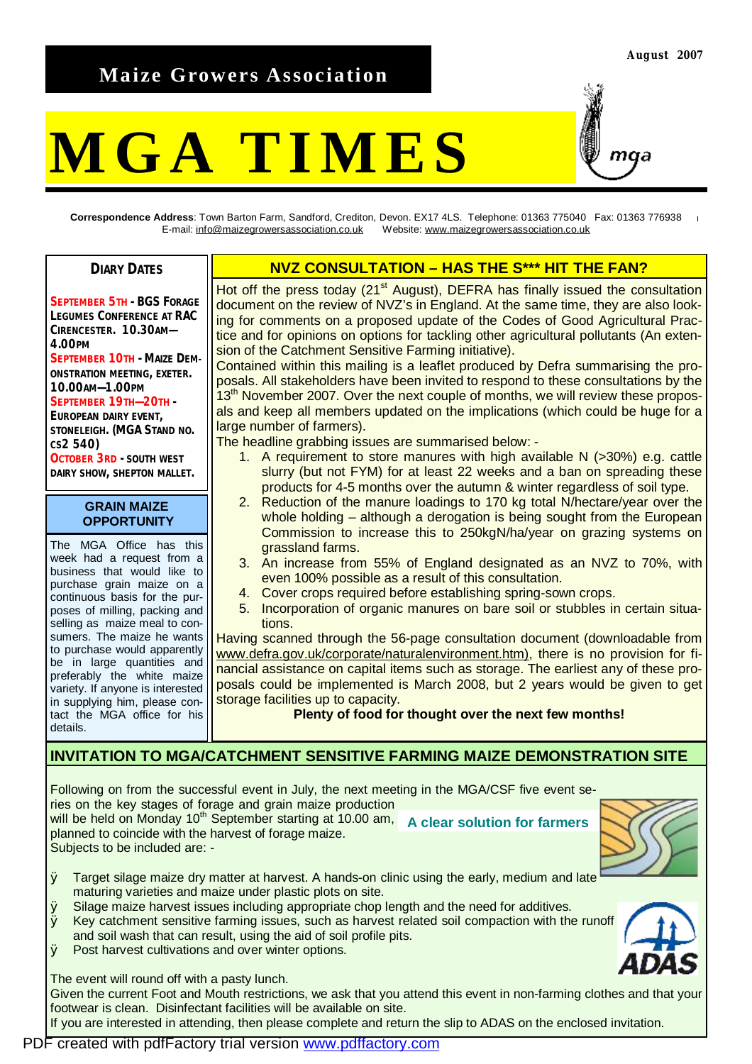August 2007

**Maize Growers Association**

# MGA TIMES

**Correspondence Address**: Town Barton Farm, Sandford, Crediton, Devon. EX17 4LS. Telephone: 01363 775040 Fax: 01363 776938
E-mail: info@maizegrowersassociation.co.uk Website: www.maizegrowersassociation.co.uk

## Diary Dates

**September 5th - BGS Forage Legumes Conference at RAC Cirencester. 10.30am—4.00pm**

**September 10th - Maize Demonstration Meeting, Exeter. 10.00am—1.00pm**

**September 19th—20th - European Dairy Event, Stoneleigh. (MGA Stand no. CS2 540)**

**October 3rd - South West Dairy Show, Shepton Mallet.**

## Grain Maize Opportunity

The MGA Office has this week had a request from a business that would like to purchase grain maize on a continuous basis for the purposes of milling, packing and selling as maize meal to consumers. The maize he wants to purchase would apparently be in large quantities and preferably the white maize variety. If anyone is interested in supplying him, please contact the MGA office for his details.

## NVZ Consultation – Has the S*** Hit the Fan?

Hot off the press today (21st August), DEFRA has finally issued the consultation document on the review of NVZ's in England. At the same time, they are also looking for comments on a proposed update of the Codes of Good Agricultural Practice and for opinions on options for tackling other agricultural pollutants (An extension of the Catchment Sensitive Farming initiative).

Contained within this mailing is a leaflet produced by Defra summarising the proposals. All stakeholders have been invited to respond to these consultations by the 13th November 2007. Over the next couple of months, we will review these proposals and keep all members updated on the implications (which could be huge for a large number of farmers).

The headline grabbing issues are summarised below: -

1. A requirement to store manures with high available N (>30%) e.g. cattle slurry (but not FYM) for at least 22 weeks and a ban on spreading these products for 4-5 months over the autumn & winter regardless of soil type.
2. Reduction of the manure loadings to 170 kg total N/hectare/year over the whole holding – although a derogation is being sought from the European Commission to increase this to 250kgN/ha/year on grazing systems on grassland farms.
3. An increase from 55% of England designated as an NVZ to 70%, with even 100% possible as a result of this consultation.
4. Cover crops required before establishing spring-sown crops.
5. Incorporation of organic manures on bare soil or stubbles in certain situations.

Having scanned through the 56-page consultation document (downloadable from www.defra.gov.uk/corporate/naturalenvironment.htm), there is no provision for financial assistance on capital items such as storage. The earliest any of these proposals could be implemented is March 2008, but 2 years would be given to get storage facilities up to capacity.

**Plenty of food for thought over the next few months!**

## Invitation to MGA/Catchment Sensitive Farming Maize Demonstration Site

Following on from the successful event in July, the next meeting in the MGA/CSF five event series on the key stages of forage and grain maize production will be held on Monday 10th September starting at 10.00 am, planned to coincide with the harvest of forage maize.

**A clear solution for farmers**

Subjects to be included are: -

- Target silage maize dry matter at harvest. A hands-on clinic using the early, medium and late maturing varieties and maize under plastic plots on site.
- Silage maize harvest issues including appropriate chop length and the need for additives.
- Key catchment sensitive farming issues, such as harvest related soil compaction with the runoff and soil wash that can result, using the aid of soil profile pits.
- Post harvest cultivations and over winter options.

ADAS

The event will round off with a pasty lunch.

Given the current Foot and Mouth restrictions, we ask that you attend this event in non-farming clothes and that your footwear is clean. Disinfectant facilities will be available on site.

If you are interested in attending, then please complete and return the slip to ADAS on the enclosed invitation.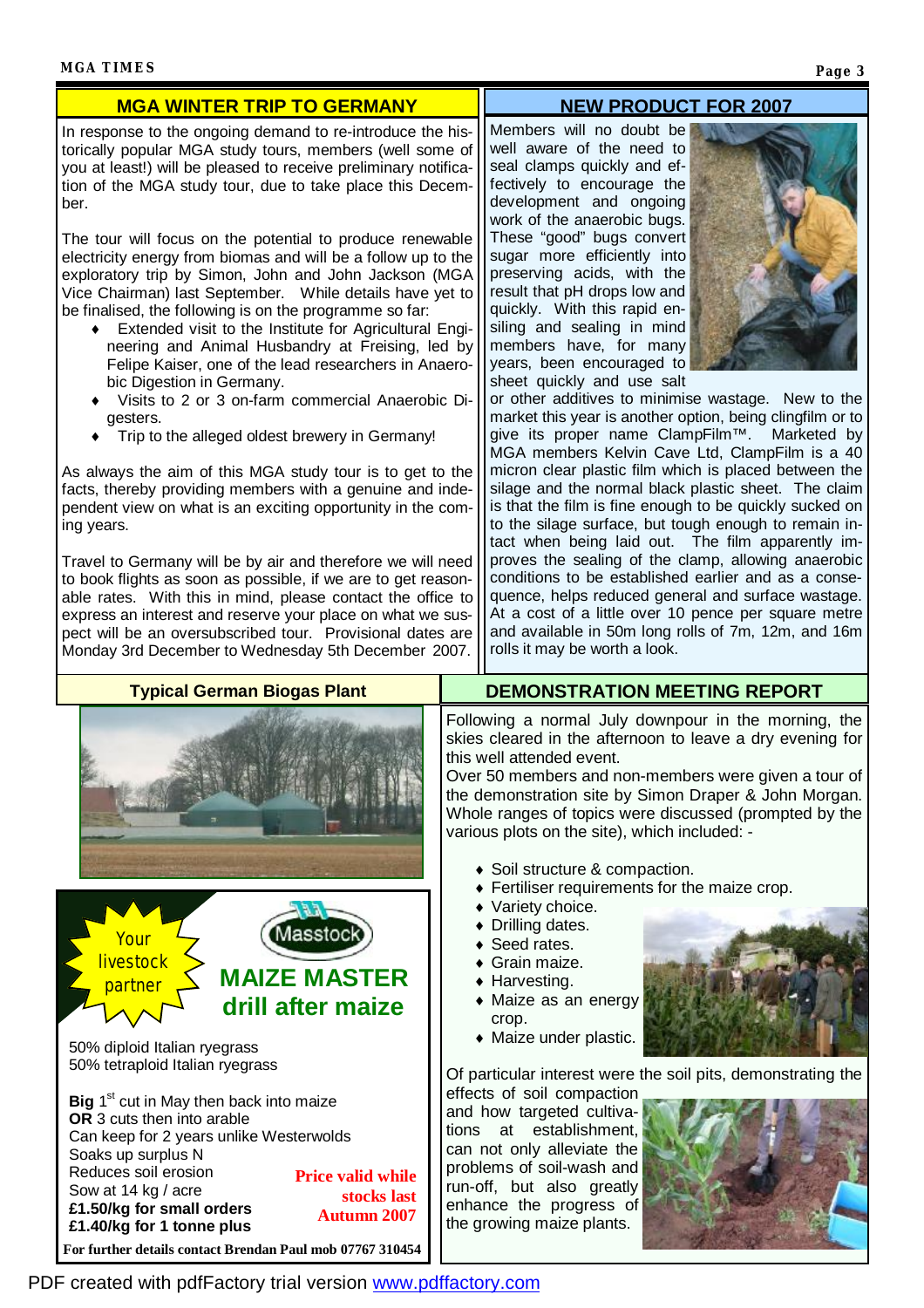## MGA WINTER TRIP TO GERMANY

In response to the ongoing demand to re-introduce the historically popular MGA study tours, members (well some of you at least!) will be pleased to receive preliminary notification of the MGA study tour, due to take place this December.

The tour will focus on the potential to produce renewable electricity energy from biomas and will be a follow up to the exploratory trip by Simon, John and John Jackson (MGA Vice Chairman) last September. While details have yet to be finalised, the following is on the programme so far:

- Extended visit to the Institute for Agricultural Engineering and Animal Husbandry at Freising, led by Felipe Kaiser, one of the lead researchers in Anaerobic Digestion in Germany.
- Visits to 2 or 3 on-farm commercial Anaerobic Digesters.
- Trip to the alleged oldest brewery in Germany!

As always the aim of this MGA study tour is to get to the facts, thereby providing members with a genuine and independent view on what is an exciting opportunity in the coming years.

Travel to Germany will be by air and therefore we will need to book flights as soon as possible, if we are to get reasonable rates. With this in mind, please contact the office to express an interest and reserve your place on what we suspect will be an oversubscribed tour. Provisional dates are Monday 3rd December to Wednesday 5th December 2007.

## NEW PRODUCT FOR 2007

Members will no doubt be well aware of the need to seal clamps quickly and effectively to encourage the development and ongoing work of the anaerobic bugs. These "good" bugs convert sugar more efficiently into preserving acids, with the result that pH drops low and quickly. With this rapid ensiling and sealing in mind members have, for many years, been encouraged to sheet quickly and use salt or other additives to minimise wastage. New to the market this year is another option, being clingfilm or to give its proper name ClampFilm™. Marketed by MGA members Kelvin Cave Ltd, ClampFilm is a 40 micron clear plastic film which is placed between the silage and the normal black plastic sheet. The claim is that the film is fine enough to be quickly sucked on to the silage surface, but tough enough to remain intact when being laid out. The film apparently improves the sealing of the clamp, allowing anaerobic conditions to be established earlier and as a consequence, helps reduced general and surface wastage. At a cost of a little over 10 pence per square metre and available in 50m long rolls of 7m, 12m, and 16m rolls it may be worth a look.

## Typical German Biogas Plant

## DEMONSTRATION MEETING REPORT

Following a normal July downpour in the morning, the skies cleared in the afternoon to leave a dry evening for this well attended event.
Over 50 members and non-members were given a tour of the demonstration site by Simon Draper & John Morgan. Whole ranges of topics were discussed (prompted by the various plots on the site), which included: -

- Soil structure & compaction.
- Fertiliser requirements for the maize crop.
- Variety choice.
- Drilling dates.
- Seed rates.
- Grain maize.
- Harvesting.
- Maize as an energy crop.
- Maize under plastic.

Of particular interest were the soil pits, demonstrating the effects of soil compaction and how targeted cultivations at establishment, can not only alleviate the problems of soil-wash and run-off, but also greatly enhance the progress of the growing maize plants.

---

Your livestock partner

Masstock

**MAIZE MASTER drill after maize**

50% diploid Italian ryegrass
50% tetraploid Italian ryegrass

**Big** 1st cut in May then back into maize
**OR** 3 cuts then into arable
Can keep for 2 years unlike Westerwolds
Soaks up surplus N
Reduces soil erosion
Sow at 14 kg / acre
**£1.50/kg for small orders**
**£1.40/kg for 1 tonne plus**

**Price valid while stocks last Autumn 2007**

**For further details contact Brendan Paul mob 07767 310454**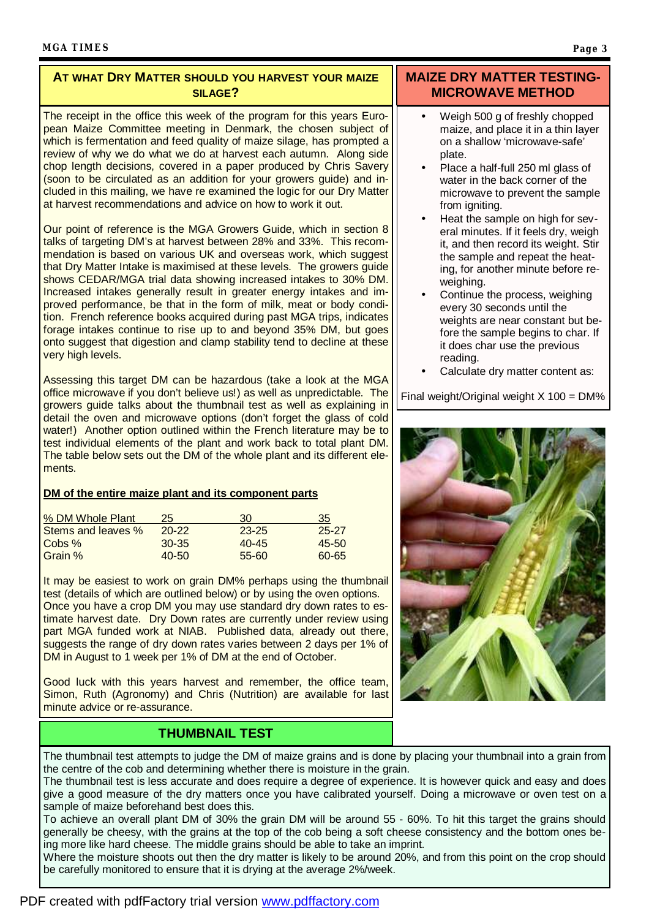## At what Dry Matter should you harvest your maize silage?

The receipt in the office this week of the program for this years European Maize Committee meeting in Denmark, the chosen subject of which is fermentation and feed quality of maize silage, has prompted a review of why we do what we do at harvest each autumn. Along side chop length decisions, covered in a paper produced by Chris Savery (soon to be circulated as an addition for your growers guide) and included in this mailing, we have re examined the logic for our Dry Matter at harvest recommendations and advice on how to work it out.

Our point of reference is the MGA Growers Guide, which in section 8 talks of targeting DM's at harvest between 28% and 33%. This recommendation is based on various UK and overseas work, which suggest that Dry Matter Intake is maximised at these levels. The growers guide shows CEDAR/MGA trial data showing increased intakes to 30% DM. Increased intakes generally result in greater energy intakes and improved performance, be that in the form of milk, meat or body condition. French reference books acquired during past MGA trips, indicates forage intakes continue to rise up to and beyond 35% DM, but goes onto suggest that digestion and clamp stability tend to decline at these very high levels.

Assessing this target DM can be hazardous (take a look at the MGA office microwave if you don't believe us!) as well as unpredictable. The growers guide talks about the thumbnail test as well as explaining in detail the oven and microwave options (don't forget the glass of cold water!) Another option outlined within the French literature may be to test individual elements of the plant and work back to total plant DM. The table below sets out the DM of the whole plant and its different elements.

**DM of the entire maize plant and its component parts**

| % DM Whole Plant | 25 | 30 | 35 |
|---|---|---|---|
| Stems and leaves % | 20-22 | 23-25 | 25-27 |
| Cobs % | 30-35 | 40-45 | 45-50 |
| Grain % | 40-50 | 55-60 | 60-65 |

It may be easiest to work on grain DM% perhaps using the thumbnail test (details of which are outlined below) or by using the oven options. Once you have a crop DM you may use standard dry down rates to estimate harvest date. Dry Down rates are currently under review using part MGA funded work at NIAB. Published data, already out there, suggests the range of dry down rates varies between 2 days per 1% of DM in August to 1 week per 1% of DM at the end of October.

Good luck with this years harvest and remember, the office team, Simon, Ruth (Agronomy) and Chris (Nutrition) are available for last minute advice or re-assurance.

## Maize Dry Matter Testing- Microwave Method

- Weigh 500 g of freshly chopped maize, and place it in a thin layer on a shallow 'microwave-safe' plate.
- Place a half-full 250 ml glass of water in the back corner of the microwave to prevent the sample from igniting.
- Heat the sample on high for several minutes. If it feels dry, weigh it, and then record its weight. Stir the sample and repeat the heating, for another minute before reweighing.
- Continue the process, weighing every 30 seconds until the weights are near constant but before the sample begins to char. If it does char use the previous reading.
- Calculate dry matter content as:

Final weight/Original weight X 100 = DM%

## Thumbnail Test

The thumbnail test attempts to judge the DM of maize grains and is done by placing your thumbnail into a grain from the centre of the cob and determining whether there is moisture in the grain.

The thumbnail test is less accurate and does require a degree of experience. It is however quick and easy and does give a good measure of the dry matters once you have calibrated yourself. Doing a microwave or oven test on a sample of maize beforehand best does this.

To achieve an overall plant DM of 30% the grain DM will be around 55 - 60%. To hit this target the grains should generally be cheesy, with the grains at the top of the cob being a soft cheese consistency and the bottom ones being more like hard cheese. The middle grains should be able to take an imprint.

Where the moisture shoots out then the dry matter is likely to be around 20%, and from this point on the crop should be carefully monitored to ensure that it is drying at the average 2%/week.